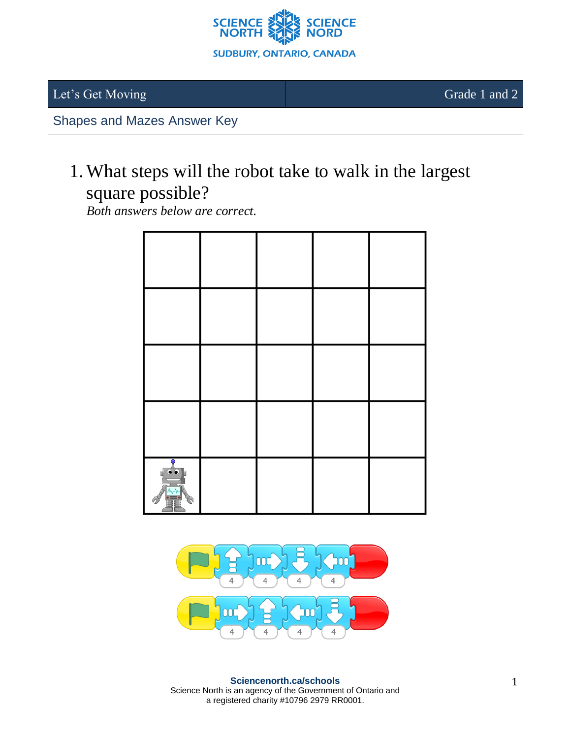SCIENCE NORTH | SCIENCE NORD

SUDBURY, ONTARIO, CANADA

| Let's Get Moving | Grade 1 and 2 |
|---|---|
| Shapes and Mazes Answer Key | |

1. What steps will the robot take to walk in the largest square possible?
   *Both answers below are correct.*

| | | | | |
|---|---|---|---|---|
| | | | | |
| | | | | |
| | | | | |
| | | | | |
| Robot | | | | |

Answer 1: Start → Up 4 → Right 4 → Down 4 → Left 4 → End

Answer 2: Start → Right 4 → Up 4 → Left 4 → Down 4 → End

**Sciencenorth.ca/schools**
Science North is an agency of the Government of Ontario and a registered charity #10796 2979 RR0001.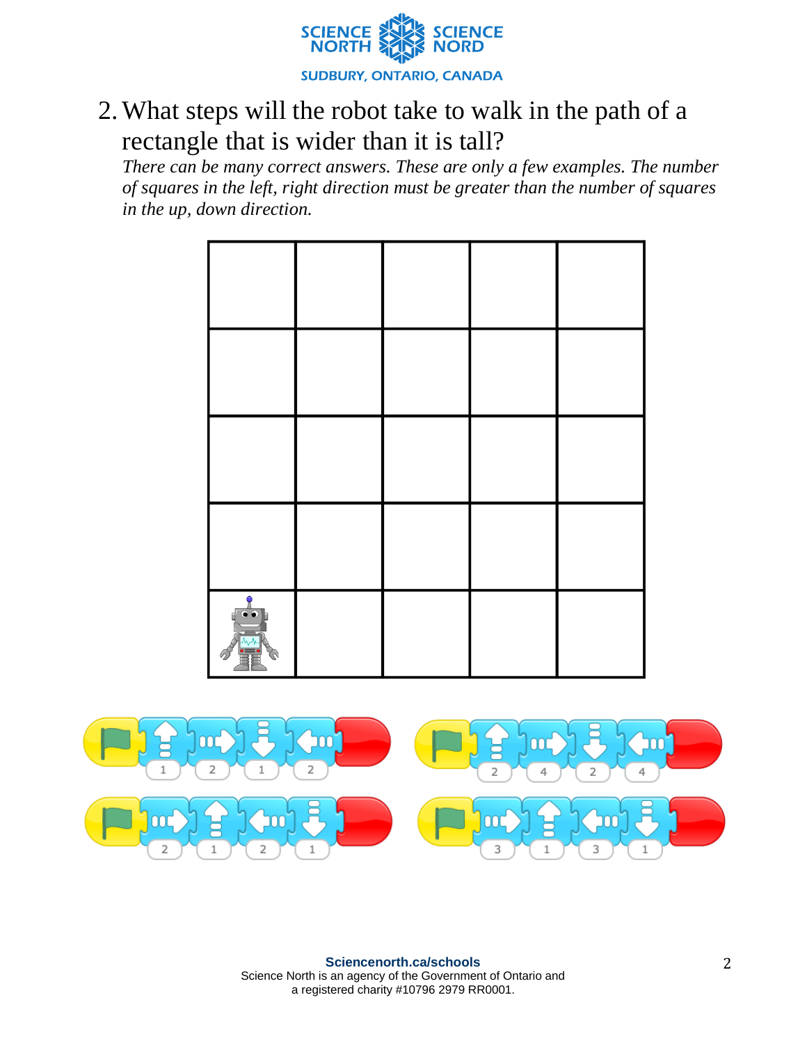2. What steps will the robot take to walk in the path of a rectangle that is wider than it is tall?

   *There can be many correct answers. These are only a few examples. The number of squares in the left, right direction must be greater than the number of squares in the up, down direction.*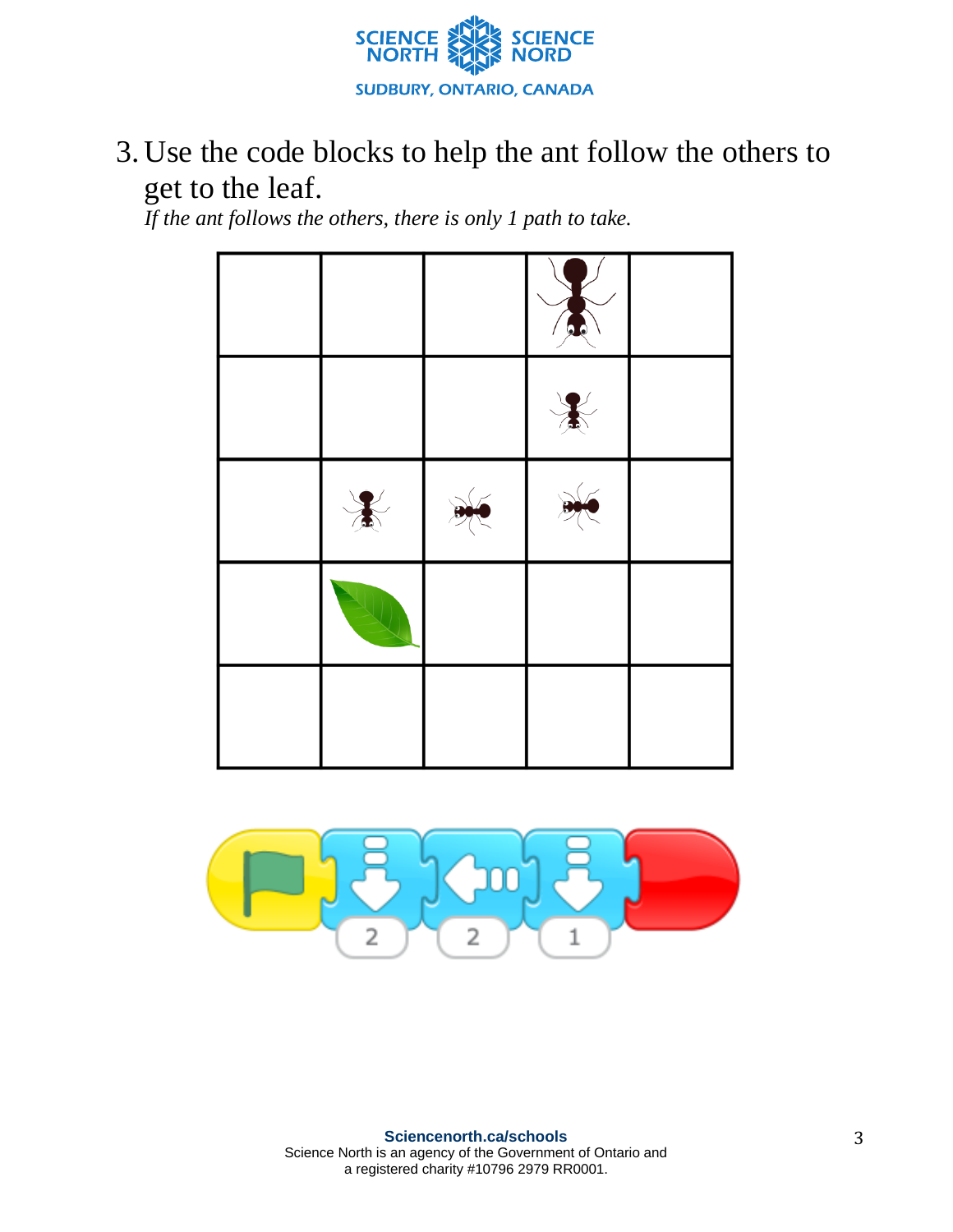3. Use the code blocks to help the ant follow the others to get to the leaf.
   *If the ant follows the others, there is only 1 path to take.*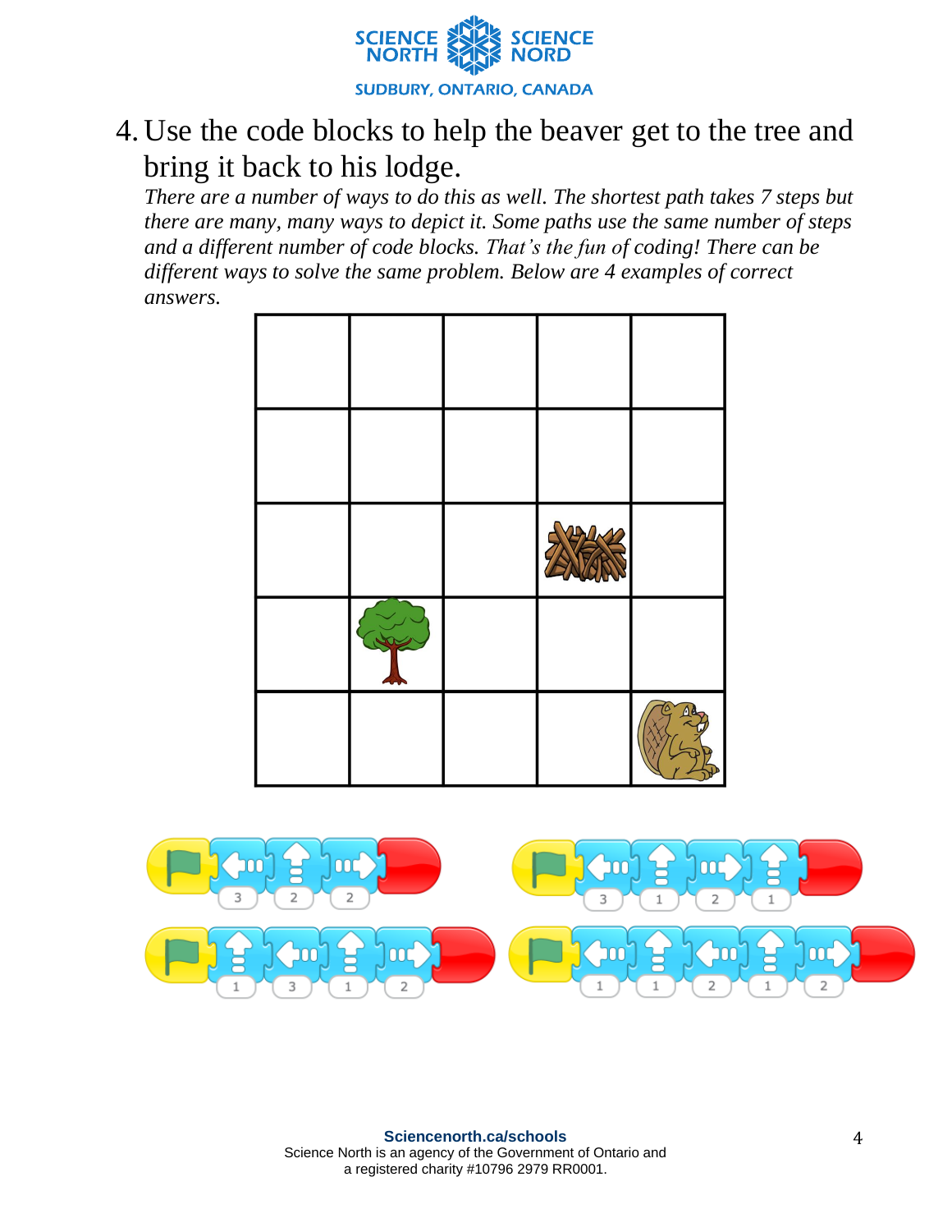4. Use the code blocks to help the beaver get to the tree and bring it back to his lodge.

*There are a number of ways to do this as well. The shortest path takes 7 steps but there are many, many ways to depict it. Some paths use the same number of steps and a different number of code blocks. That's the fun of coding! There can be different ways to solve the same problem. Below are 4 examples of correct answers.*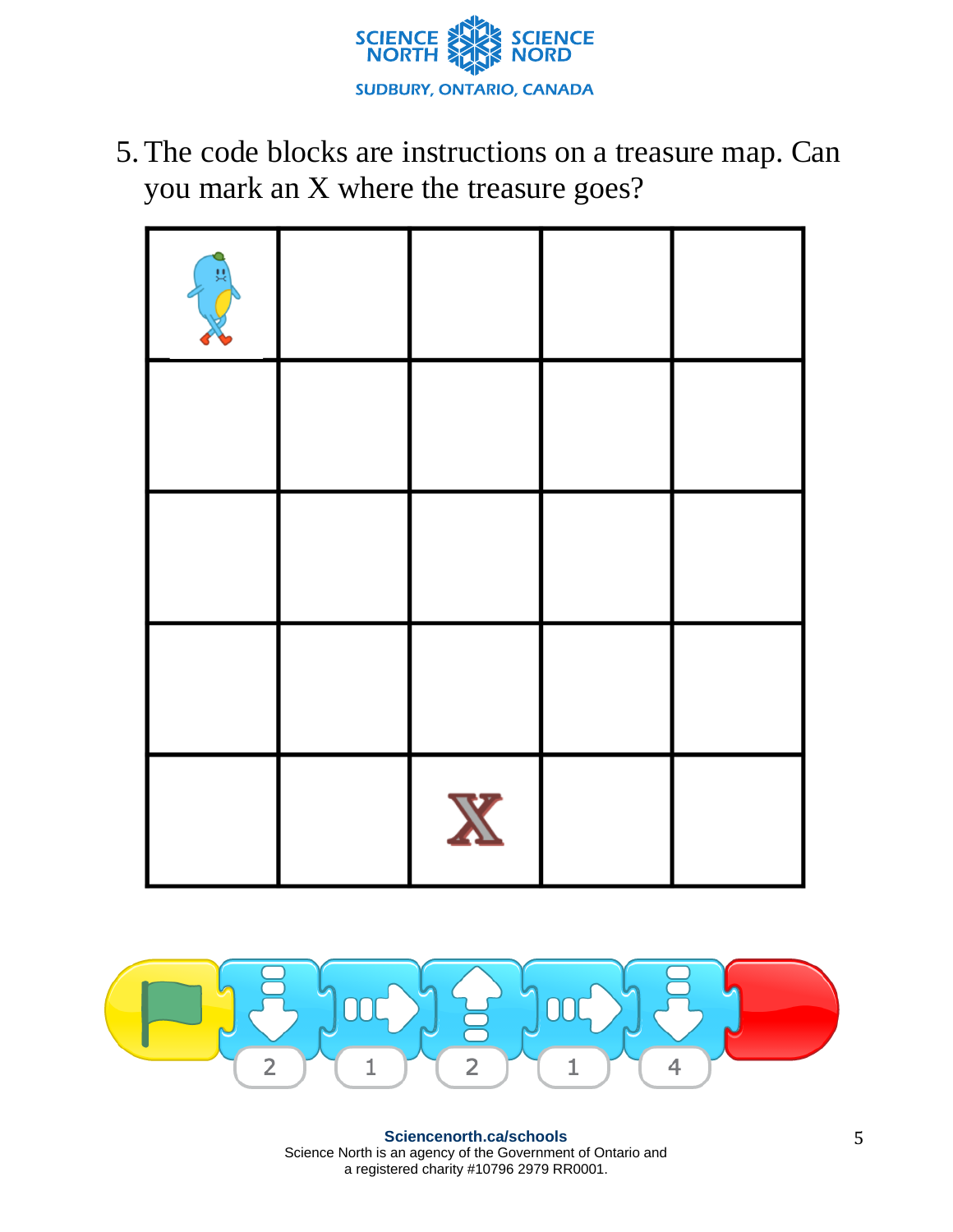5. The code blocks are instructions on a treasure map. Can you mark an X where the treasure goes?

| | | | | |
|---|---|---|---|---|
| | | | | |
| | | | | |
| | | | | |
| | | | | |
| | | X | | |

2

1

2

1

4